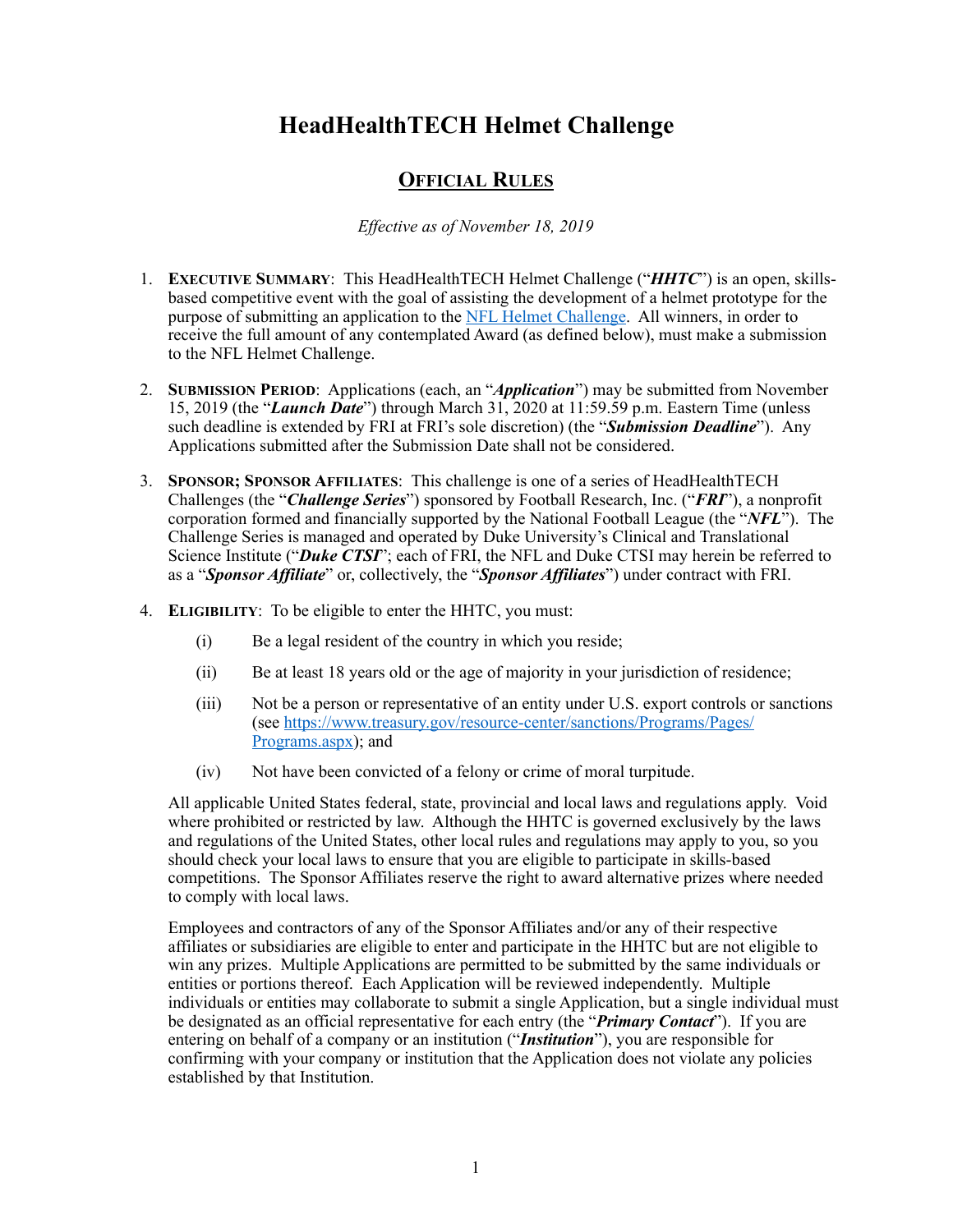# HeadHealthTECH Helmet Challenge

## Official Rules

*Effective as of November 18, 2019*

1. **Executive Summary**: This HeadHealthTECH Helmet Challenge ("***HHTC***") is an open, skills-based competitive event with the goal of assisting the development of a helmet prototype for the purpose of submitting an application to the [NFL Helmet Challenge](NFL Helmet Challenge). All winners, in order to receive the full amount of any contemplated Award (as defined below), must make a submission to the NFL Helmet Challenge.

2. **Submission Period**: Applications (each, an "***Application***") may be submitted from November 15, 2019 (the "***Launch Date***") through March 31, 2020 at 11:59.59 p.m. Eastern Time (unless such deadline is extended by FRI at FRI's sole discretion) (the "***Submission Deadline***"). Any Applications submitted after the Submission Date shall not be considered.

3. **Sponsor; Sponsor Affiliates**: This challenge is one of a series of HeadHealthTECH Challenges (the "***Challenge Series***") sponsored by Football Research, Inc. ("***FRI***"), a nonprofit corporation formed and financially supported by the National Football League (the "***NFL***"). The Challenge Series is managed and operated by Duke University's Clinical and Translational Science Institute ("***Duke CTSI***"; each of FRI, the NFL and Duke CTSI may herein be referred to as a "***Sponsor Affiliate***" or, collectively, the "***Sponsor Affiliates***") under contract with FRI.

4. **Eligibility**: To be eligible to enter the HHTC, you must:

   (i) Be a legal resident of the country in which you reside;

   (ii) Be at least 18 years old or the age of majority in your jurisdiction of residence;

   (iii) Not be a person or representative of an entity under U.S. export controls or sanctions (see [https://www.treasury.gov/resource-center/sanctions/Programs/Pages/Programs.aspx](https://www.treasury.gov/resource-center/sanctions/Programs/Pages/Programs.aspx)); and

   (iv) Not have been convicted of a felony or crime of moral turpitude.

   All applicable United States federal, state, provincial and local laws and regulations apply. Void where prohibited or restricted by law. Although the HHTC is governed exclusively by the laws and regulations of the United States, other local rules and regulations may apply to you, so you should check your local laws to ensure that you are eligible to participate in skills-based competitions. The Sponsor Affiliates reserve the right to award alternative prizes where needed to comply with local laws.

   Employees and contractors of any of the Sponsor Affiliates and/or any of their respective affiliates or subsidiaries are eligible to enter and participate in the HHTC but are not eligible to win any prizes. Multiple Applications are permitted to be submitted by the same individuals or entities or portions thereof. Each Application will be reviewed independently. Multiple individuals or entities may collaborate to submit a single Application, but a single individual must be designated as an official representative for each entry (the "***Primary Contact***"). If you are entering on behalf of a company or an institution ("***Institution***"), you are responsible for confirming with your company or institution that the Application does not violate any policies established by that Institution.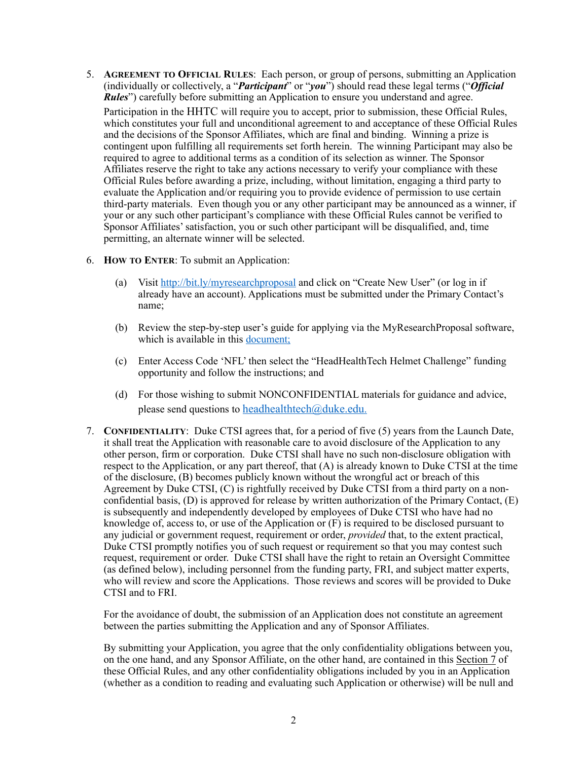5. **Agreement to Official Rules**: Each person, or group of persons, submitting an Application (individually or collectively, a "***Participant***" or "***you***") should read these legal terms ("***Official Rules***") carefully before submitting an Application to ensure you understand and agree.

   Participation in the HHTC will require you to accept, prior to submission, these Official Rules, which constitutes your full and unconditional agreement to and acceptance of these Official Rules and the decisions of the Sponsor Affiliates, which are final and binding. Winning a prize is contingent upon fulfilling all requirements set forth herein. The winning Participant may also be required to agree to additional terms as a condition of its selection as winner. The Sponsor Affiliates reserve the right to take any actions necessary to verify your compliance with these Official Rules before awarding a prize, including, without limitation, engaging a third party to evaluate the Application and/or requiring you to provide evidence of permission to use certain third-party materials. Even though you or any other participant may be announced as a winner, if your or any such other participant's compliance with these Official Rules cannot be verified to Sponsor Affiliates' satisfaction, you or such other participant will be disqualified, and, time permitting, an alternate winner will be selected.

6. **How to Enter**: To submit an Application:

   (a) Visit [http://bit.ly/myresearchproposal](http://bit.ly/myresearchproposal) and click on "Create New User" (or log in if already have an account). Applications must be submitted under the Primary Contact's name;

   (b) Review the step-by-step user's guide for applying via the MyResearchProposal software, which is available in this [document;]()

   (c) Enter Access Code 'NFL' then select the "HeadHealthTech Helmet Challenge" funding opportunity and follow the instructions; and

   (d) For those wishing to submit NONCONFIDENTIAL materials for guidance and advice, please send questions to [headhealthtech@duke.edu.](mailto:headhealthtech@duke.edu)

7. **Confidentiality**: Duke CTSI agrees that, for a period of five (5) years from the Launch Date, it shall treat the Application with reasonable care to avoid disclosure of the Application to any other person, firm or corporation. Duke CTSI shall have no such non-disclosure obligation with respect to the Application, or any part thereof, that (A) is already known to Duke CTSI at the time of the disclosure, (B) becomes publicly known without the wrongful act or breach of this Agreement by Duke CTSI, (C) is rightfully received by Duke CTSI from a third party on a non-confidential basis, (D) is approved for release by written authorization of the Primary Contact, (E) is subsequently and independently developed by employees of Duke CTSI who have had no knowledge of, access to, or use of the Application or (F) is required to be disclosed pursuant to any judicial or government request, requirement or order, *provided* that, to the extent practical, Duke CTSI promptly notifies you of such request or requirement so that you may contest such request, requirement or order. Duke CTSI shall have the right to retain an Oversight Committee (as defined below), including personnel from the funding party, FRI, and subject matter experts, who will review and score the Applications. Those reviews and scores will be provided to Duke CTSI and to FRI.

   For the avoidance of doubt, the submission of an Application does not constitute an agreement between the parties submitting the Application and any of Sponsor Affiliates.

   By submitting your Application, you agree that the only confidentiality obligations between you, on the one hand, and any Sponsor Affiliate, on the other hand, are contained in this Section 7 of these Official Rules, and any other confidentiality obligations included by you in an Application (whether as a condition to reading and evaluating such Application or otherwise) will be null and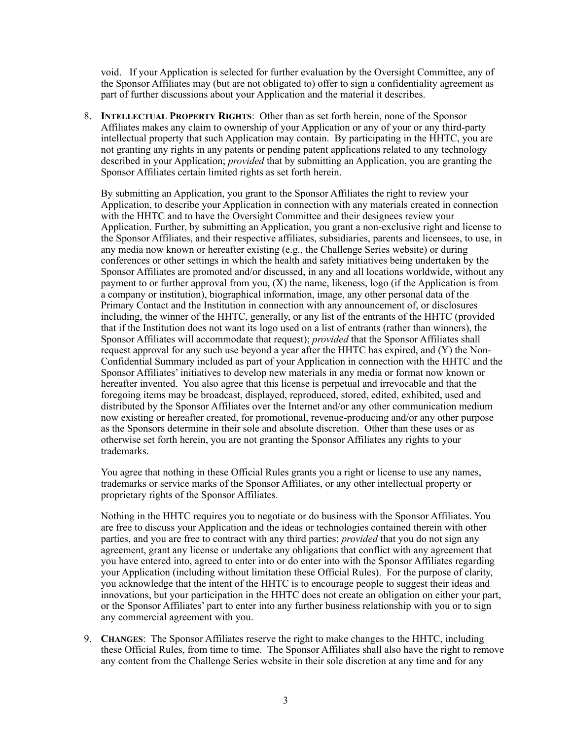void. If your Application is selected for further evaluation by the Oversight Committee, any of the Sponsor Affiliates may (but are not obligated to) offer to sign a confidentiality agreement as part of further discussions about your Application and the material it describes.

8. **INTELLECTUAL PROPERTY RIGHTS**: Other than as set forth herein, none of the Sponsor Affiliates makes any claim to ownership of your Application or any of your or any third-party intellectual property that such Application may contain. By participating in the HHTC, you are not granting any rights in any patents or pending patent applications related to any technology described in your Application; *provided* that by submitting an Application, you are granting the Sponsor Affiliates certain limited rights as set forth herein.

   By submitting an Application, you grant to the Sponsor Affiliates the right to review your Application, to describe your Application in connection with any materials created in connection with the HHTC and to have the Oversight Committee and their designees review your Application. Further, by submitting an Application, you grant a non-exclusive right and license to the Sponsor Affiliates, and their respective affiliates, subsidiaries, parents and licensees, to use, in any media now known or hereafter existing (e.g., the Challenge Series website) or during conferences or other settings in which the health and safety initiatives being undertaken by the Sponsor Affiliates are promoted and/or discussed, in any and all locations worldwide, without any payment to or further approval from you, (X) the name, likeness, logo (if the Application is from a company or institution), biographical information, image, any other personal data of the Primary Contact and the Institution in connection with any announcement of, or disclosures including, the winner of the HHTC, generally, or any list of the entrants of the HHTC (provided that if the Institution does not want its logo used on a list of entrants (rather than winners), the Sponsor Affiliates will accommodate that request); *provided* that the Sponsor Affiliates shall request approval for any such use beyond a year after the HHTC has expired, and (Y) the Non-Confidential Summary included as part of your Application in connection with the HHTC and the Sponsor Affiliates' initiatives to develop new materials in any media or format now known or hereafter invented. You also agree that this license is perpetual and irrevocable and that the foregoing items may be broadcast, displayed, reproduced, stored, edited, exhibited, used and distributed by the Sponsor Affiliates over the Internet and/or any other communication medium now existing or hereafter created, for promotional, revenue-producing and/or any other purpose as the Sponsors determine in their sole and absolute discretion. Other than these uses or as otherwise set forth herein, you are not granting the Sponsor Affiliates any rights to your trademarks.

   You agree that nothing in these Official Rules grants you a right or license to use any names, trademarks or service marks of the Sponsor Affiliates, or any other intellectual property or proprietary rights of the Sponsor Affiliates.

   Nothing in the HHTC requires you to negotiate or do business with the Sponsor Affiliates. You are free to discuss your Application and the ideas or technologies contained therein with other parties, and you are free to contract with any third parties; *provided* that you do not sign any agreement, grant any license or undertake any obligations that conflict with any agreement that you have entered into, agreed to enter into or do enter into with the Sponsor Affiliates regarding your Application (including without limitation these Official Rules). For the purpose of clarity, you acknowledge that the intent of the HHTC is to encourage people to suggest their ideas and innovations, but your participation in the HHTC does not create an obligation on either your part, or the Sponsor Affiliates' part to enter into any further business relationship with you or to sign any commercial agreement with you.

9. **CHANGES**: The Sponsor Affiliates reserve the right to make changes to the HHTC, including these Official Rules, from time to time. The Sponsor Affiliates shall also have the right to remove any content from the Challenge Series website in their sole discretion at any time and for any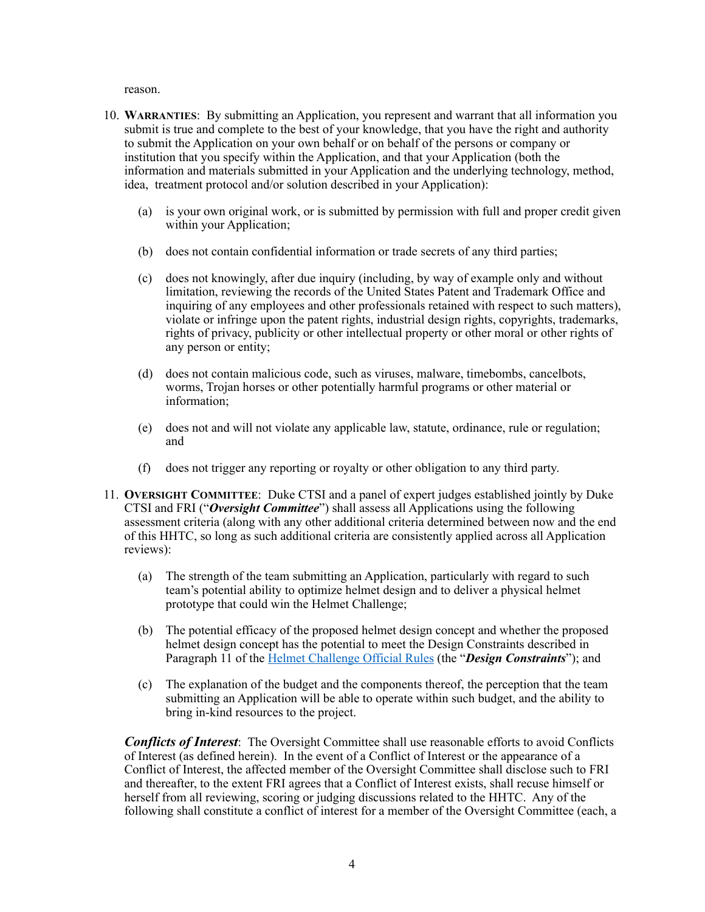reason.

10. **Warranties**: By submitting an Application, you represent and warrant that all information you submit is true and complete to the best of your knowledge, that you have the right and authority to submit the Application on your own behalf or on behalf of the persons or company or institution that you specify within the Application, and that your Application (both the information and materials submitted in your Application and the underlying technology, method, idea, treatment protocol and/or solution described in your Application):

    (a) is your own original work, or is submitted by permission with full and proper credit given within your Application;

    (b) does not contain confidential information or trade secrets of any third parties;

    (c) does not knowingly, after due inquiry (including, by way of example only and without limitation, reviewing the records of the United States Patent and Trademark Office and inquiring of any employees and other professionals retained with respect to such matters), violate or infringe upon the patent rights, industrial design rights, copyrights, trademarks, rights of privacy, publicity or other intellectual property or other moral or other rights of any person or entity;

    (d) does not contain malicious code, such as viruses, malware, timebombs, cancelbots, worms, Trojan horses or other potentially harmful programs or other material or information;

    (e) does not and will not violate any applicable law, statute, ordinance, rule or regulation; and

    (f) does not trigger any reporting or royalty or other obligation to any third party.

11. **Oversight Committee**: Duke CTSI and a panel of expert judges established jointly by Duke CTSI and FRI ("***Oversight Committee***") shall assess all Applications using the following assessment criteria (along with any other additional criteria determined between now and the end of this HHTC, so long as such additional criteria are consistently applied across all Application reviews):

    (a) The strength of the team submitting an Application, particularly with regard to such team's potential ability to optimize helmet design and to deliver a physical helmet prototype that could win the Helmet Challenge;

    (b) The potential efficacy of the proposed helmet design concept and whether the proposed helmet design concept has the potential to meet the Design Constraints described in Paragraph 11 of the Helmet Challenge Official Rules (the "***Design Constraints***"); and

    (c) The explanation of the budget and the components thereof, the perception that the team submitting an Application will be able to operate within such budget, and the ability to bring in-kind resources to the project.

    ***Conflicts of Interest***: The Oversight Committee shall use reasonable efforts to avoid Conflicts of Interest (as defined herein). In the event of a Conflict of Interest or the appearance of a Conflict of Interest, the affected member of the Oversight Committee shall disclose such to FRI and thereafter, to the extent FRI agrees that a Conflict of Interest exists, shall recuse himself or herself from all reviewing, scoring or judging discussions related to the HHTC. Any of the following shall constitute a conflict of interest for a member of the Oversight Committee (each, a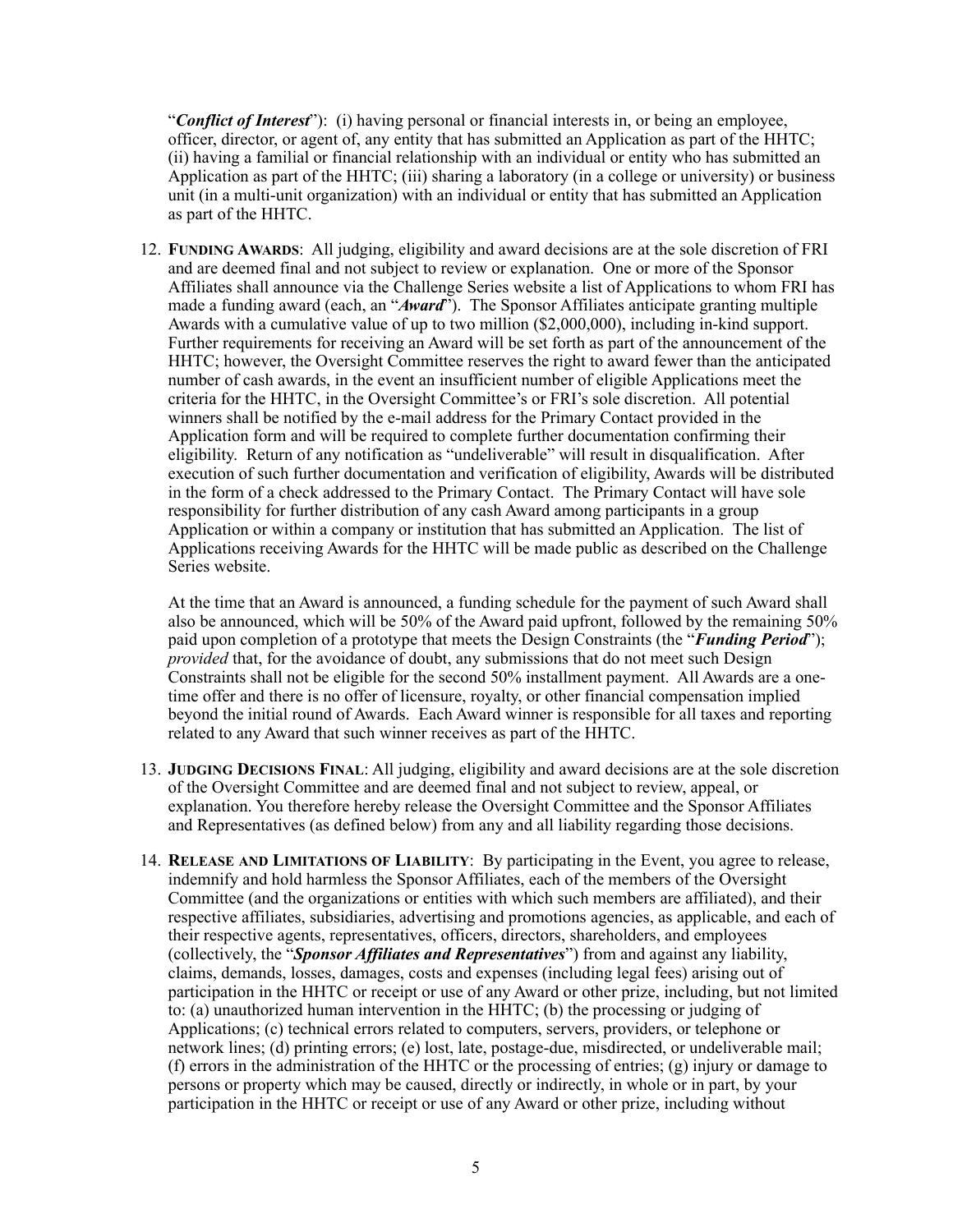"***Conflict of Interest***"): (i) having personal or financial interests in, or being an employee, officer, director, or agent of, any entity that has submitted an Application as part of the HHTC; (ii) having a familial or financial relationship with an individual or entity who has submitted an Application as part of the HHTC; (iii) sharing a laboratory (in a college or university) or business unit (in a multi-unit organization) with an individual or entity that has submitted an Application as part of the HHTC.

12. **FUNDING AWARDS**: All judging, eligibility and award decisions are at the sole discretion of FRI and are deemed final and not subject to review or explanation. One or more of the Sponsor Affiliates shall announce via the Challenge Series website a list of Applications to whom FRI has made a funding award (each, an "***Award***"). The Sponsor Affiliates anticipate granting multiple Awards with a cumulative value of up to two million ($2,000,000), including in-kind support. Further requirements for receiving an Award will be set forth as part of the announcement of the HHTC; however, the Oversight Committee reserves the right to award fewer than the anticipated number of cash awards, in the event an insufficient number of eligible Applications meet the criteria for the HHTC, in the Oversight Committee's or FRI's sole discretion. All potential winners shall be notified by the e-mail address for the Primary Contact provided in the Application form and will be required to complete further documentation confirming their eligibility. Return of any notification as "undeliverable" will result in disqualification. After execution of such further documentation and verification of eligibility, Awards will be distributed in the form of a check addressed to the Primary Contact. The Primary Contact will have sole responsibility for further distribution of any cash Award among participants in a group Application or within a company or institution that has submitted an Application. The list of Applications receiving Awards for the HHTC will be made public as described on the Challenge Series website.

    At the time that an Award is announced, a funding schedule for the payment of such Award shall also be announced, which will be 50% of the Award paid upfront, followed by the remaining 50% paid upon completion of a prototype that meets the Design Constraints (the "***Funding Period***"); *provided* that, for the avoidance of doubt, any submissions that do not meet such Design Constraints shall not be eligible for the second 50% installment payment. All Awards are a one-time offer and there is no offer of licensure, royalty, or other financial compensation implied beyond the initial round of Awards. Each Award winner is responsible for all taxes and reporting related to any Award that such winner receives as part of the HHTC.

13. **JUDGING DECISIONS FINAL**: All judging, eligibility and award decisions are at the sole discretion of the Oversight Committee and are deemed final and not subject to review, appeal, or explanation. You therefore hereby release the Oversight Committee and the Sponsor Affiliates and Representatives (as defined below) from any and all liability regarding those decisions.

14. **RELEASE AND LIMITATIONS OF LIABILITY**: By participating in the Event, you agree to release, indemnify and hold harmless the Sponsor Affiliates, each of the members of the Oversight Committee (and the organizations or entities with which such members are affiliated), and their respective affiliates, subsidiaries, advertising and promotions agencies, as applicable, and each of their respective agents, representatives, officers, directors, shareholders, and employees (collectively, the "***Sponsor Affiliates and Representatives***") from and against any liability, claims, demands, losses, damages, costs and expenses (including legal fees) arising out of participation in the HHTC or receipt or use of any Award or other prize, including, but not limited to: (a) unauthorized human intervention in the HHTC; (b) the processing or judging of Applications; (c) technical errors related to computers, servers, providers, or telephone or network lines; (d) printing errors; (e) lost, late, postage-due, misdirected, or undeliverable mail; (f) errors in the administration of the HHTC or the processing of entries; (g) injury or damage to persons or property which may be caused, directly or indirectly, in whole or in part, by your participation in the HHTC or receipt or use of any Award or other prize, including without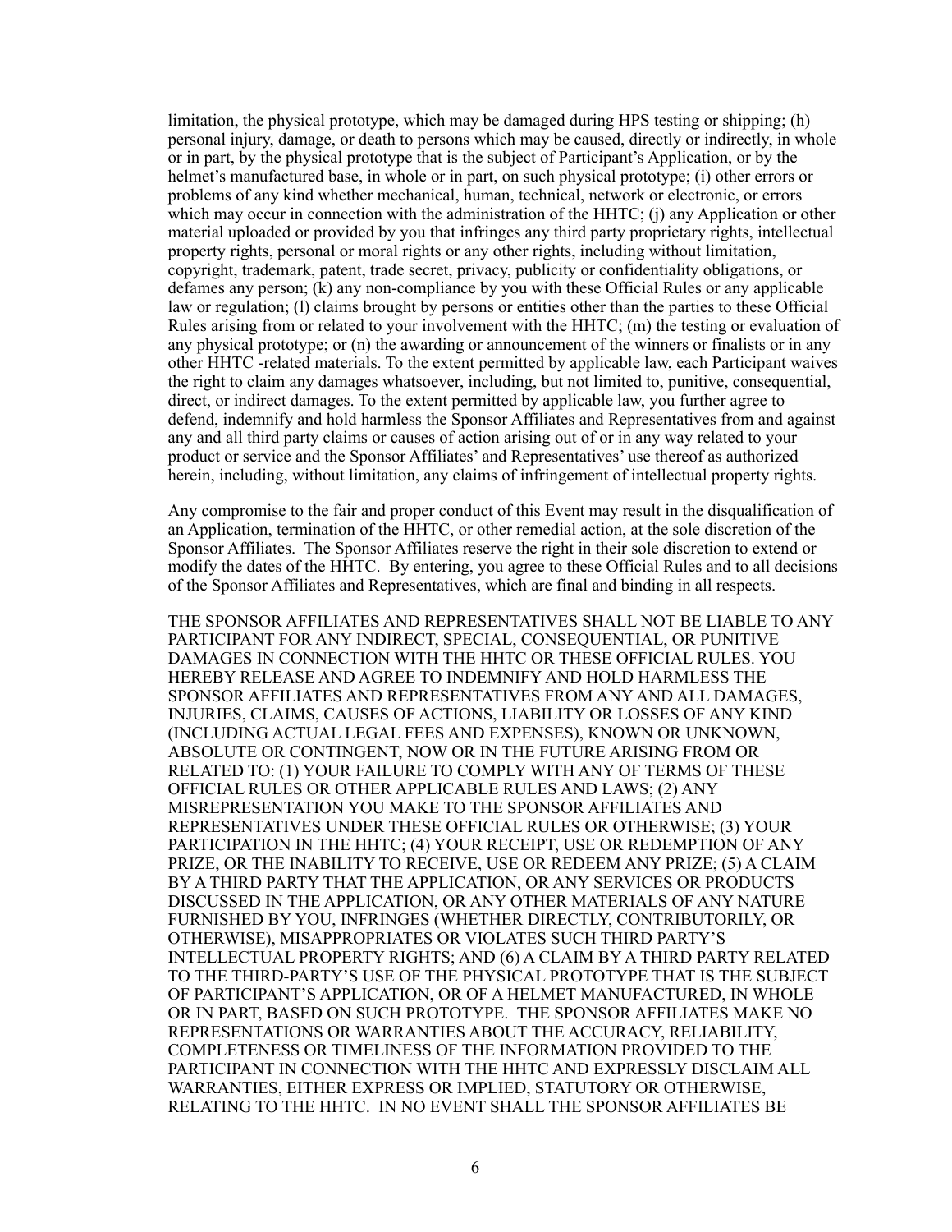limitation, the physical prototype, which may be damaged during HPS testing or shipping; (h) personal injury, damage, or death to persons which may be caused, directly or indirectly, in whole or in part, by the physical prototype that is the subject of Participant's Application, or by the helmet's manufactured base, in whole or in part, on such physical prototype; (i) other errors or problems of any kind whether mechanical, human, technical, network or electronic, or errors which may occur in connection with the administration of the HHTC; (j) any Application or other material uploaded or provided by you that infringes any third party proprietary rights, intellectual property rights, personal or moral rights or any other rights, including without limitation, copyright, trademark, patent, trade secret, privacy, publicity or confidentiality obligations, or defames any person; (k) any non-compliance by you with these Official Rules or any applicable law or regulation; (l) claims brought by persons or entities other than the parties to these Official Rules arising from or related to your involvement with the HHTC; (m) the testing or evaluation of any physical prototype; or (n) the awarding or announcement of the winners or finalists or in any other HHTC -related materials. To the extent permitted by applicable law, each Participant waives the right to claim any damages whatsoever, including, but not limited to, punitive, consequential, direct, or indirect damages. To the extent permitted by applicable law, you further agree to defend, indemnify and hold harmless the Sponsor Affiliates and Representatives from and against any and all third party claims or causes of action arising out of or in any way related to your product or service and the Sponsor Affiliates' and Representatives' use thereof as authorized herein, including, without limitation, any claims of infringement of intellectual property rights.

Any compromise to the fair and proper conduct of this Event may result in the disqualification of an Application, termination of the HHTC, or other remedial action, at the sole discretion of the Sponsor Affiliates. The Sponsor Affiliates reserve the right in their sole discretion to extend or modify the dates of the HHTC. By entering, you agree to these Official Rules and to all decisions of the Sponsor Affiliates and Representatives, which are final and binding in all respects.

THE SPONSOR AFFILIATES AND REPRESENTATIVES SHALL NOT BE LIABLE TO ANY PARTICIPANT FOR ANY INDIRECT, SPECIAL, CONSEQUENTIAL, OR PUNITIVE DAMAGES IN CONNECTION WITH THE HHTC OR THESE OFFICIAL RULES. YOU HEREBY RELEASE AND AGREE TO INDEMNIFY AND HOLD HARMLESS THE SPONSOR AFFILIATES AND REPRESENTATIVES FROM ANY AND ALL DAMAGES, INJURIES, CLAIMS, CAUSES OF ACTIONS, LIABILITY OR LOSSES OF ANY KIND (INCLUDING ACTUAL LEGAL FEES AND EXPENSES), KNOWN OR UNKNOWN, ABSOLUTE OR CONTINGENT, NOW OR IN THE FUTURE ARISING FROM OR RELATED TO: (1) YOUR FAILURE TO COMPLY WITH ANY OF TERMS OF THESE OFFICIAL RULES OR OTHER APPLICABLE RULES AND LAWS; (2) ANY MISREPRESENTATION YOU MAKE TO THE SPONSOR AFFILIATES AND REPRESENTATIVES UNDER THESE OFFICIAL RULES OR OTHERWISE; (3) YOUR PARTICIPATION IN THE HHTC; (4) YOUR RECEIPT, USE OR REDEMPTION OF ANY PRIZE, OR THE INABILITY TO RECEIVE, USE OR REDEEM ANY PRIZE; (5) A CLAIM BY A THIRD PARTY THAT THE APPLICATION, OR ANY SERVICES OR PRODUCTS DISCUSSED IN THE APPLICATION, OR ANY OTHER MATERIALS OF ANY NATURE FURNISHED BY YOU, INFRINGES (WHETHER DIRECTLY, CONTRIBUTORILY, OR OTHERWISE), MISAPPROPRIATES OR VIOLATES SUCH THIRD PARTY'S INTELLECTUAL PROPERTY RIGHTS; AND (6) A CLAIM BY A THIRD PARTY RELATED TO THE THIRD-PARTY'S USE OF THE PHYSICAL PROTOTYPE THAT IS THE SUBJECT OF PARTICIPANT'S APPLICATION, OR OF A HELMET MANUFACTURED, IN WHOLE OR IN PART, BASED ON SUCH PROTOTYPE. THE SPONSOR AFFILIATES MAKE NO REPRESENTATIONS OR WARRANTIES ABOUT THE ACCURACY, RELIABILITY, COMPLETENESS OR TIMELINESS OF THE INFORMATION PROVIDED TO THE PARTICIPANT IN CONNECTION WITH THE HHTC AND EXPRESSLY DISCLAIM ALL WARRANTIES, EITHER EXPRESS OR IMPLIED, STATUTORY OR OTHERWISE, RELATING TO THE HHTC. IN NO EVENT SHALL THE SPONSOR AFFILIATES BE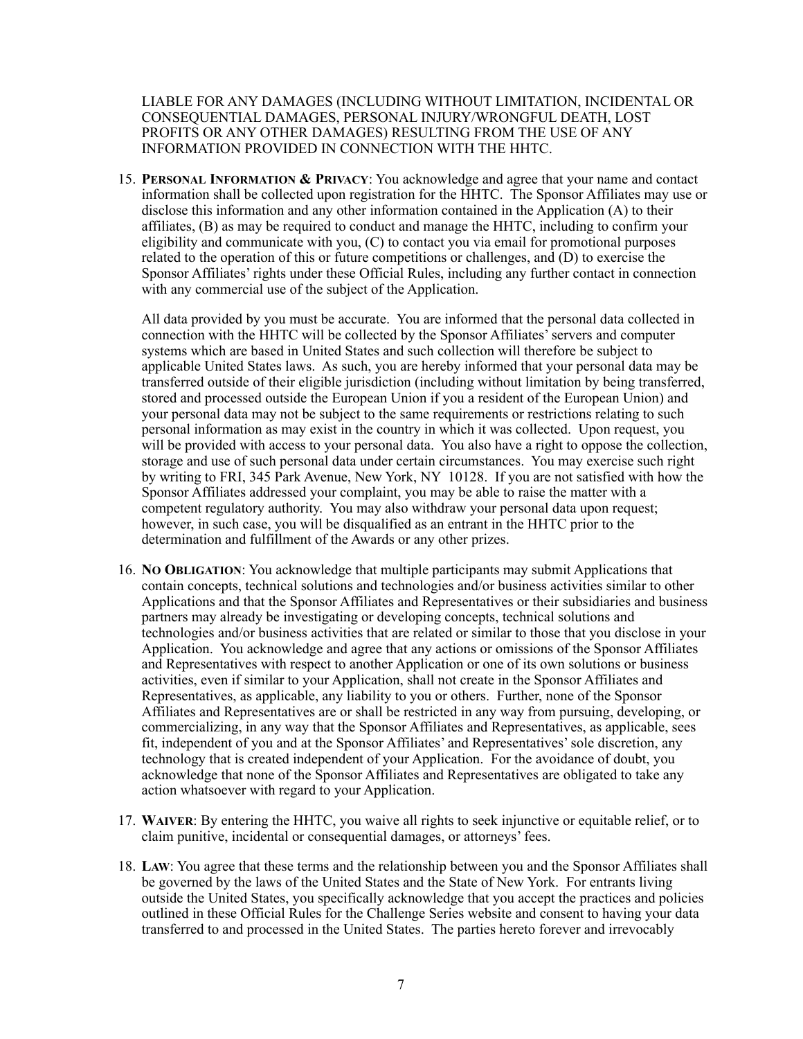LIABLE FOR ANY DAMAGES (INCLUDING WITHOUT LIMITATION, INCIDENTAL OR CONSEQUENTIAL DAMAGES, PERSONAL INJURY/WRONGFUL DEATH, LOST PROFITS OR ANY OTHER DAMAGES) RESULTING FROM THE USE OF ANY INFORMATION PROVIDED IN CONNECTION WITH THE HHTC.

15. **Personal Information & Privacy**: You acknowledge and agree that your name and contact information shall be collected upon registration for the HHTC. The Sponsor Affiliates may use or disclose this information and any other information contained in the Application (A) to their affiliates, (B) as may be required to conduct and manage the HHTC, including to confirm your eligibility and communicate with you, (C) to contact you via email for promotional purposes related to the operation of this or future competitions or challenges, and (D) to exercise the Sponsor Affiliates' rights under these Official Rules, including any further contact in connection with any commercial use of the subject of the Application.

    All data provided by you must be accurate. You are informed that the personal data collected in connection with the HHTC will be collected by the Sponsor Affiliates' servers and computer systems which are based in United States and such collection will therefore be subject to applicable United States laws. As such, you are hereby informed that your personal data may be transferred outside of their eligible jurisdiction (including without limitation by being transferred, stored and processed outside the European Union if you a resident of the European Union) and your personal data may not be subject to the same requirements or restrictions relating to such personal information as may exist in the country in which it was collected. Upon request, you will be provided with access to your personal data. You also have a right to oppose the collection, storage and use of such personal data under certain circumstances. You may exercise such right by writing to FRI, 345 Park Avenue, New York, NY 10128. If you are not satisfied with how the Sponsor Affiliates addressed your complaint, you may be able to raise the matter with a competent regulatory authority. You may also withdraw your personal data upon request; however, in such case, you will be disqualified as an entrant in the HHTC prior to the determination and fulfillment of the Awards or any other prizes.

16. **No Obligation**: You acknowledge that multiple participants may submit Applications that contain concepts, technical solutions and technologies and/or business activities similar to other Applications and that the Sponsor Affiliates and Representatives or their subsidiaries and business partners may already be investigating or developing concepts, technical solutions and technologies and/or business activities that are related or similar to those that you disclose in your Application. You acknowledge and agree that any actions or omissions of the Sponsor Affiliates and Representatives with respect to another Application or one of its own solutions or business activities, even if similar to your Application, shall not create in the Sponsor Affiliates and Representatives, as applicable, any liability to you or others. Further, none of the Sponsor Affiliates and Representatives are or shall be restricted in any way from pursuing, developing, or commercializing, in any way that the Sponsor Affiliates and Representatives, as applicable, sees fit, independent of you and at the Sponsor Affiliates' and Representatives' sole discretion, any technology that is created independent of your Application. For the avoidance of doubt, you acknowledge that none of the Sponsor Affiliates and Representatives are obligated to take any action whatsoever with regard to your Application.

17. **Waiver**: By entering the HHTC, you waive all rights to seek injunctive or equitable relief, or to claim punitive, incidental or consequential damages, or attorneys' fees.

18. **Law**: You agree that these terms and the relationship between you and the Sponsor Affiliates shall be governed by the laws of the United States and the State of New York. For entrants living outside the United States, you specifically acknowledge that you accept the practices and policies outlined in these Official Rules for the Challenge Series website and consent to having your data transferred to and processed in the United States. The parties hereto forever and irrevocably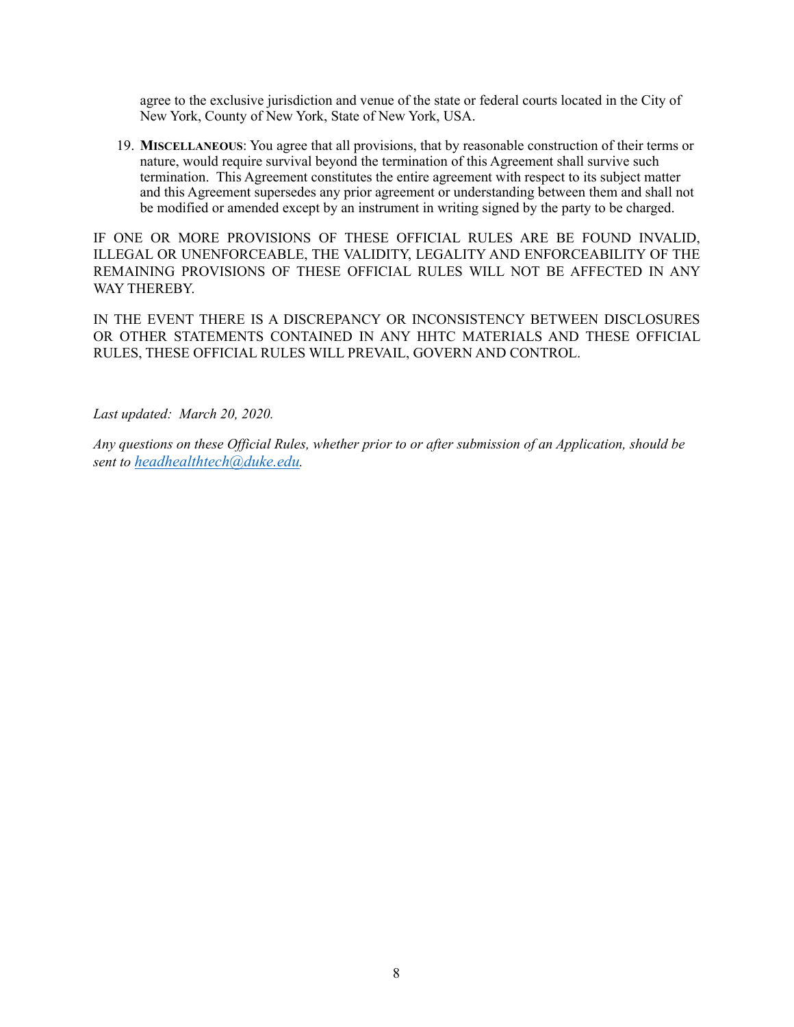agree to the exclusive jurisdiction and venue of the state or federal courts located in the City of New York, County of New York, State of New York, USA.

19. **MISCELLANEOUS**: You agree that all provisions, that by reasonable construction of their terms or nature, would require survival beyond the termination of this Agreement shall survive such termination. This Agreement constitutes the entire agreement with respect to its subject matter and this Agreement supersedes any prior agreement or understanding between them and shall not be modified or amended except by an instrument in writing signed by the party to be charged.

IF ONE OR MORE PROVISIONS OF THESE OFFICIAL RULES ARE BE FOUND INVALID, ILLEGAL OR UNENFORCEABLE, THE VALIDITY, LEGALITY AND ENFORCEABILITY OF THE REMAINING PROVISIONS OF THESE OFFICIAL RULES WILL NOT BE AFFECTED IN ANY WAY THEREBY.

IN THE EVENT THERE IS A DISCREPANCY OR INCONSISTENCY BETWEEN DISCLOSURES OR OTHER STATEMENTS CONTAINED IN ANY HHTC MATERIALS AND THESE OFFICIAL RULES, THESE OFFICIAL RULES WILL PREVAIL, GOVERN AND CONTROL.

*Last updated: March 20, 2020.*

*Any questions on these Official Rules, whether prior to or after submission of an Application, should be sent to [headhealthtech@duke.edu](mailto:headhealthtech@duke.edu).*